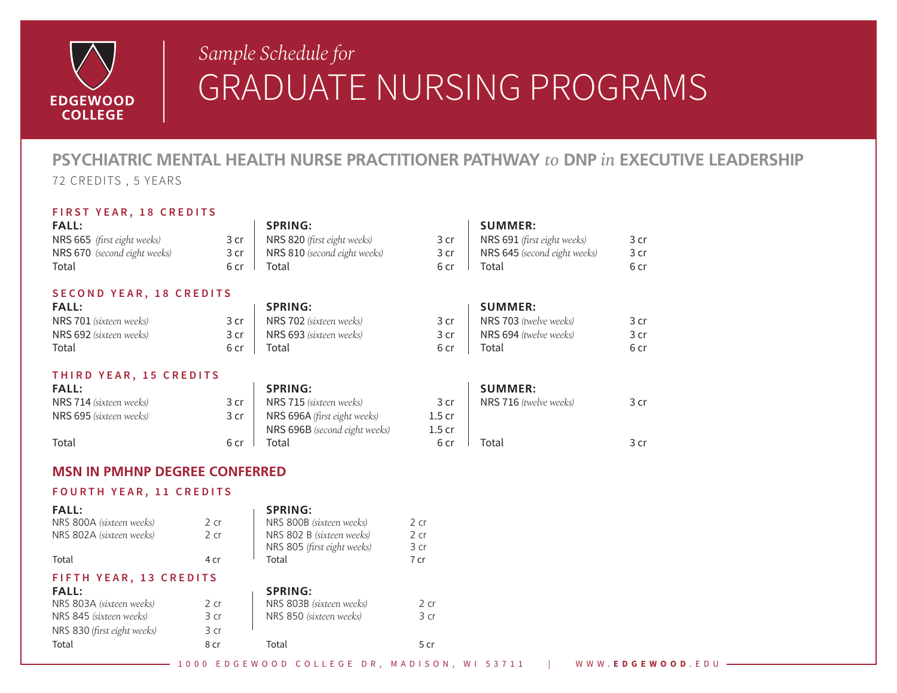EDGEWOOD COLLEGE

*Sample Schedule for*

# GRADUATE NURSING PROGRAMS

## PSYCHIATRIC MENTAL HEALTH NURSE PRACTITIONER PATHWAY *to* DNP *in* EXECUTIVE LEADERSHIP

72 CREDITS , 5 YEARS

### FIRST YEAR, 18 CREDITS

| FALL: | | SPRING: | | SUMMER: | |
|---|---|---|---|---|---|
| NRS 665 *(first eight weeks)* | 3 cr | NRS 820 *(first eight weeks)* | 3 cr | NRS 691 *(first eight weeks)* | 3 cr |
| NRS 670 *(second eight weeks)* | 3 cr | NRS 810 *(second eight weeks)* | 3 cr | NRS 645 *(second eight weeks)* | 3 cr |
| Total | 6 cr | Total | 6 cr | Total | 6 cr |

### SECOND YEAR, 18 CREDITS

| FALL: | | SPRING: | | SUMMER: | |
|---|---|---|---|---|---|
| NRS 701 *(sixteen weeks)* | 3 cr | NRS 702 *(sixteen weeks)* | 3 cr | NRS 703 *(twelve weeks)* | 3 cr |
| NRS 692 *(sixteen weeks)* | 3 cr | NRS 693 *(sixteen weeks)* | 3 cr | NRS 694 *(twelve weeks)* | 3 cr |
| Total | 6 cr | Total | 6 cr | Total | 6 cr |

### THIRD YEAR, 15 CREDITS

| FALL: | | SPRING: | | SUMMER: | |
|---|---|---|---|---|---|
| NRS 714 *(sixteen weeks)* | 3 cr | NRS 715 *(sixteen weeks)* | 3 cr | NRS 716 *(twelve weeks)* | 3 cr |
| NRS 695 *(sixteen weeks)* | 3 cr | NRS 696A *(first eight weeks)* | 1.5 cr | | |
| | | NRS 696B *(second eight weeks)* | 1.5 cr | | |
| Total | 6 cr | Total | 6 cr | Total | 3 cr |

## MSN IN PMHNP DEGREE CONFERRED

### FOURTH YEAR, 11 CREDITS

| FALL: | | SPRING: | |
|---|---|---|---|
| NRS 800A *(sixteen weeks)* | 2 cr | NRS 800B *(sixteen weeks)* | 2 cr |
| NRS 802A *(sixteen weeks)* | 2 cr | NRS 802 B *(sixteen weeks)* | 2 cr |
| | | NRS 805 *(first eight weeks)* | 3 cr |
| Total | 4 cr | Total | 7 cr |

### FIFTH YEAR, 13 CREDITS

| FALL: | | SPRING: | |
|---|---|---|---|
| NRS 803A *(sixteen weeks)* | 2 cr | NRS 803B *(sixteen weeks)* | 2 cr |
| NRS 845 *(sixteen weeks)* | 3 cr | NRS 850 *(sixteen weeks)* | 3 cr |
| NRS 830 *(first eight weeks)* | 3 cr | | |
| Total | 8 cr | Total | 5 cr |

1000 EDGEWOOD COLLEGE DR, MADISON, WI 53711 | WWW.EDGEWOOD.EDU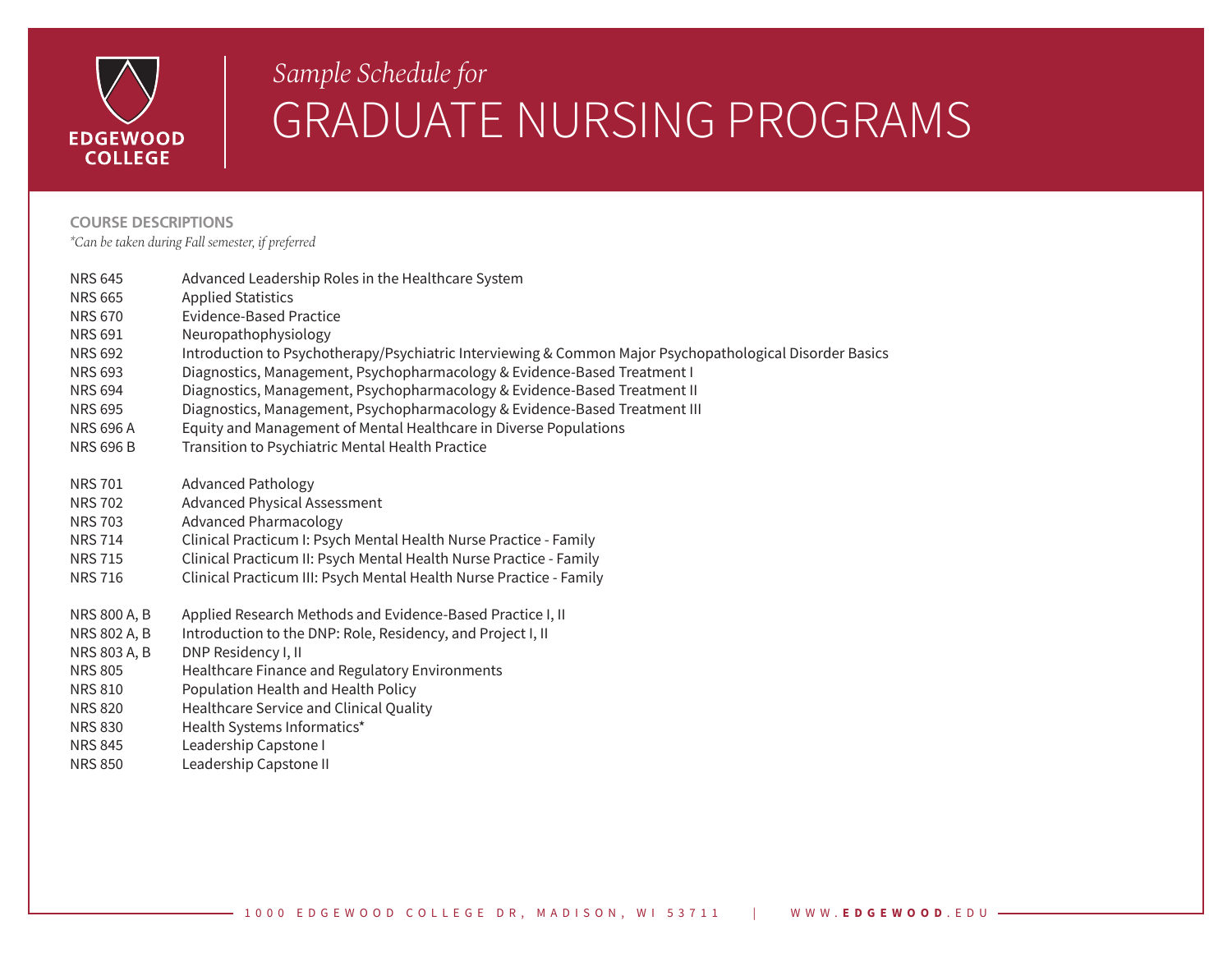EDGEWOOD COLLEGE

*Sample Schedule for*

# GRADUATE NURSING PROGRAMS

## COURSE DESCRIPTIONS

*\*Can be taken during Fall semester, if preferred*

| | |
|---|---|
| NRS 645 | Advanced Leadership Roles in the Healthcare System |
| NRS 665 | Applied Statistics |
| NRS 670 | Evidence-Based Practice |
| NRS 691 | Neuropathophysiology |
| NRS 692 | Introduction to Psychotherapy/Psychiatric Interviewing & Common Major Psychopathological Disorder Basics |
| NRS 693 | Diagnostics, Management, Psychopharmacology & Evidence-Based Treatment I |
| NRS 694 | Diagnostics, Management, Psychopharmacology & Evidence-Based Treatment II |
| NRS 695 | Diagnostics, Management, Psychopharmacology & Evidence-Based Treatment III |
| NRS 696 A | Equity and Management of Mental Healthcare in Diverse Populations |
| NRS 696 B | Transition to Psychiatric Mental Health Practice |
| NRS 701 | Advanced Pathology |
| NRS 702 | Advanced Physical Assessment |
| NRS 703 | Advanced Pharmacology |
| NRS 714 | Clinical Practicum I: Psych Mental Health Nurse Practice - Family |
| NRS 715 | Clinical Practicum II: Psych Mental Health Nurse Practice - Family |
| NRS 716 | Clinical Practicum III: Psych Mental Health Nurse Practice - Family |
| NRS 800 A, B | Applied Research Methods and Evidence-Based Practice I, II |
| NRS 802 A, B | Introduction to the DNP: Role, Residency, and Project I, II |
| NRS 803 A, B | DNP Residency I, II |
| NRS 805 | Healthcare Finance and Regulatory Environments |
| NRS 810 | Population Health and Health Policy |
| NRS 820 | Healthcare Service and Clinical Quality |
| NRS 830 | Health Systems Informatics* |
| NRS 845 | Leadership Capstone I |
| NRS 850 | Leadership Capstone II |

1000 EDGEWOOD COLLEGE DR, MADISON, WI 53711 | WWW.**EDGEWOOD**.EDU